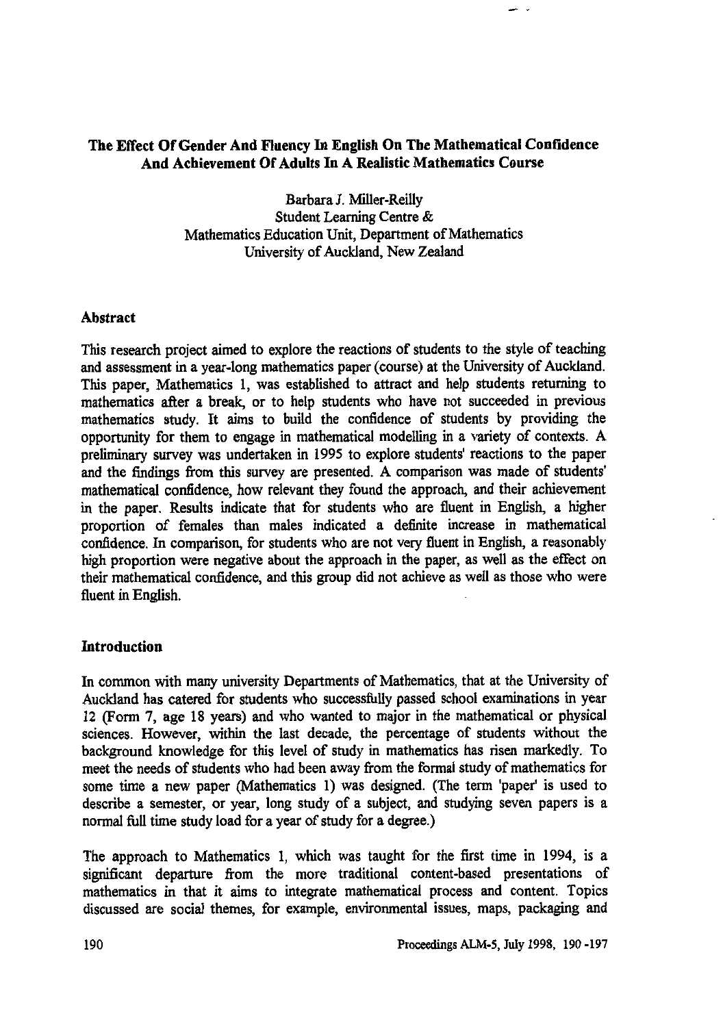## The Effect Of Gender And Fluency In English On The Mathematical Confidence And Achievement Of Adults In A Realistic Mathematics Course

Barbara J. Miller-Reilly
Student Learning Centre &
Mathematics Education Unit, Department of Mathematics
University of Auckland, New Zealand

### Abstract

This research project aimed to explore the reactions of students to the style of teaching and assessment in a year-long mathematics paper (course) at the University of Auckland. This paper, Mathematics 1, was established to attract and help students returning to mathematics after a break, or to help students who have not succeeded in previous mathematics study. It aims to build the confidence of students by providing the opportunity for them to engage in mathematical modelling in a variety of contexts. A preliminary survey was undertaken in 1995 to explore students' reactions to the paper and the findings from this survey are presented. A comparison was made of students' mathematical confidence, how relevant they found the approach, and their achievement in the paper. Results indicate that for students who are fluent in English, a higher proportion of females than males indicated a definite increase in mathematical confidence. In comparison, for students who are not very fluent in English, a reasonably high proportion were negative about the approach in the paper, as well as the effect on their mathematical confidence, and this group did not achieve as well as those who were fluent in English.

### Introduction

In common with many university Departments of Mathematics, that at the University of Auckland has catered for students who successfully passed school examinations in year 12 (Form 7, age 18 years) and who wanted to major in the mathematical or physical sciences. However, within the last decade, the percentage of students without the background knowledge for this level of study in mathematics has risen markedly. To meet the needs of students who had been away from the formal study of mathematics for some time a new paper (Mathematics 1) was designed. (The term 'paper' is used to describe a semester, or year, long study of a subject, and studying seven papers is a normal full time study load for a year of study for a degree.)

The approach to Mathematics 1, which was taught for the first time in 1994, is a significant departure from the more traditional content-based presentations of mathematics in that it aims to integrate mathematical process and content. Topics discussed are social themes, for example, environmental issues, maps, packaging and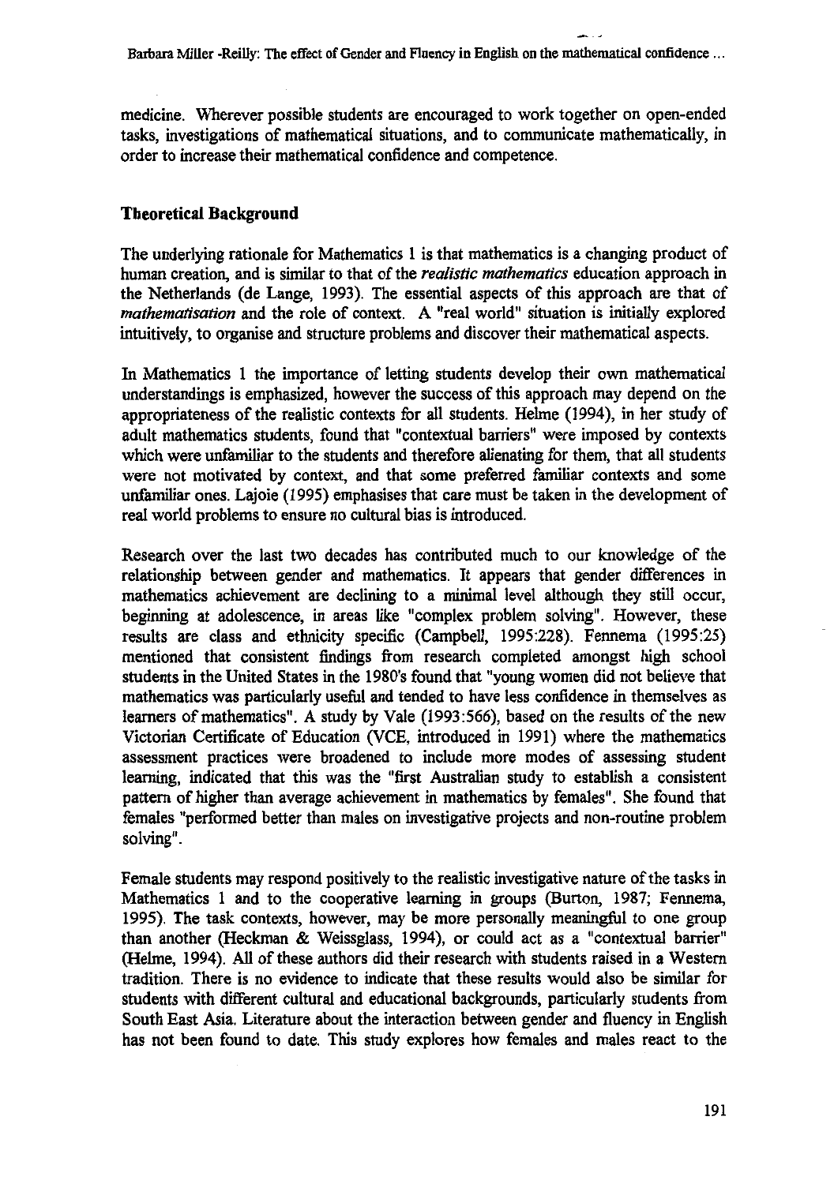medicine. Wherever possible students are encouraged to work together on open-ended tasks, investigations of mathematical situations, and to communicate mathematically, in order to increase their mathematical confidence and competence.

## Theoretical Background

The underlying rationale for Mathematics 1 is that mathematics is a changing product of human creation, and is similar to that of the *realistic mathematics* education approach in the Netherlands (de Lange, 1993). The essential aspects of this approach are that of *mathematisation* and the role of context. A "real world" situation is initially explored intuitively, to organise and structure problems and discover their mathematical aspects.

In Mathematics 1 the importance of letting students develop their own mathematical understandings is emphasized, however the success of this approach may depend on the appropriateness of the realistic contexts for all students. Helme (1994), in her study of adult mathematics students, found that "contextual barriers" were imposed by contexts which were unfamiliar to the students and therefore alienating for them, that all students were not motivated by context, and that some preferred familiar contexts and some unfamiliar ones. Lajoie (1995) emphasises that care must be taken in the development of real world problems to ensure no cultural bias is introduced.

Research over the last two decades has contributed much to our knowledge of the relationship between gender and mathematics. It appears that gender differences in mathematics achievement are declining to a minimal level although they still occur, beginning at adolescence, in areas like "complex problem solving". However, these results are class and ethnicity specific (Campbell, 1995:228). Fennema (1995:25) mentioned that consistent findings from research completed amongst high school students in the United States in the 1980's found that "young women did not believe that mathematics was particularly useful and tended to have less confidence in themselves as learners of mathematics". A study by Vale (1993:566), based on the results of the new Victorian Certificate of Education (VCE, introduced in 1991) where the mathematics assessment practices were broadened to include more modes of assessing student learning, indicated that this was the "first Australian study to establish a consistent pattern of higher than average achievement in mathematics by females". She found that females "performed better than males on investigative projects and non-routine problem solving".

Female students may respond positively to the realistic investigative nature of the tasks in Mathematics 1 and to the cooperative learning in groups (Burton, 1987; Fennema, 1995). The task contexts, however, may be more personally meaningful to one group than another (Heckman & Weissglass, 1994), or could act as a "contextual barrier" (Helme, 1994). All of these authors did their research with students raised in a Western tradition. There is no evidence to indicate that these results would also be similar for students with different cultural and educational backgrounds, particularly students from South East Asia. Literature about the interaction between gender and fluency in English has not been found to date. This study explores how females and males react to the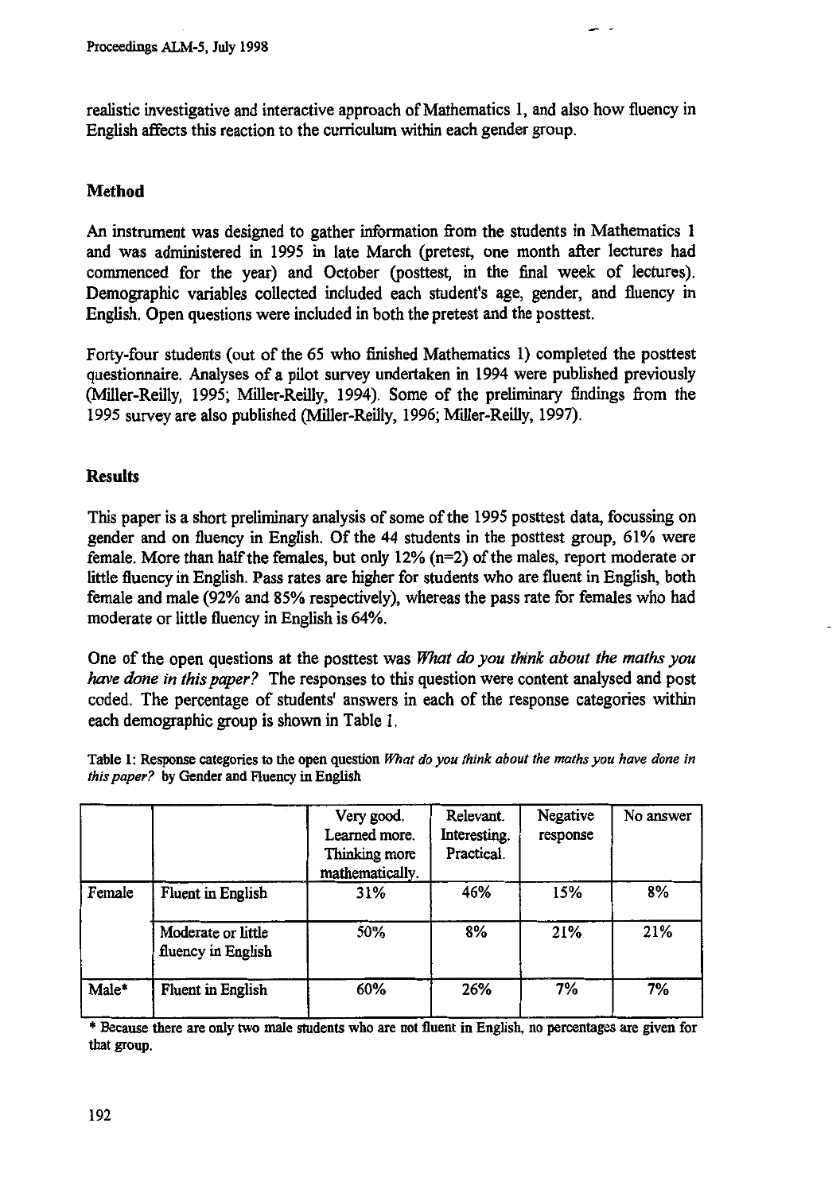realistic investigative and interactive approach of Mathematics 1, and also how fluency in English affects this reaction to the curriculum within each gender group.

## Method

An instrument was designed to gather information from the students in Mathematics 1 and was administered in 1995 in late March (pretest, one month after lectures had commenced for the year) and October (posttest, in the final week of lectures). Demographic variables collected included each student's age, gender, and fluency in English. Open questions were included in both the pretest and the posttest.

Forty-four students (out of the 65 who finished Mathematics 1) completed the posttest questionnaire. Analyses of a pilot survey undertaken in 1994 were published previously (Miller-Reilly, 1995; Miller-Reilly, 1994). Some of the preliminary findings from the 1995 survey are also published (Miller-Reilly, 1996; Miller-Reilly, 1997).

## Results

This paper is a short preliminary analysis of some of the 1995 posttest data, focussing on gender and on fluency in English. Of the 44 students in the posttest group, 61% were female. More than half the females, but only 12% (n=2) of the males, report moderate or little fluency in English. Pass rates are higher for students who are fluent in English, both female and male (92% and 85% respectively), whereas the pass rate for females who had moderate or little fluency in English is 64%.

One of the open questions at the posttest was *What do you think about the maths you have done in this paper?* The responses to this question were content analysed and post coded. The percentage of students' answers in each of the response categories within each demographic group is shown in Table 1.

Table 1: Response categories to the open question *What do you think about the maths you have done in this paper?* by Gender and Fluency in English

| | | Very good. Learned more. Thinking more mathematically. | Relevant. Interesting. Practical. | Negative response | No answer |
|---|---|---|---|---|---|
| Female | Fluent in English | 31% | 46% | 15% | 8% |
| | Moderate or little fluency in English | 50% | 8% | 21% | 21% |
| Male* | Fluent in English | 60% | 26% | 7% | 7% |

* Because there are only two male students who are not fluent in English, no percentages are given for that group.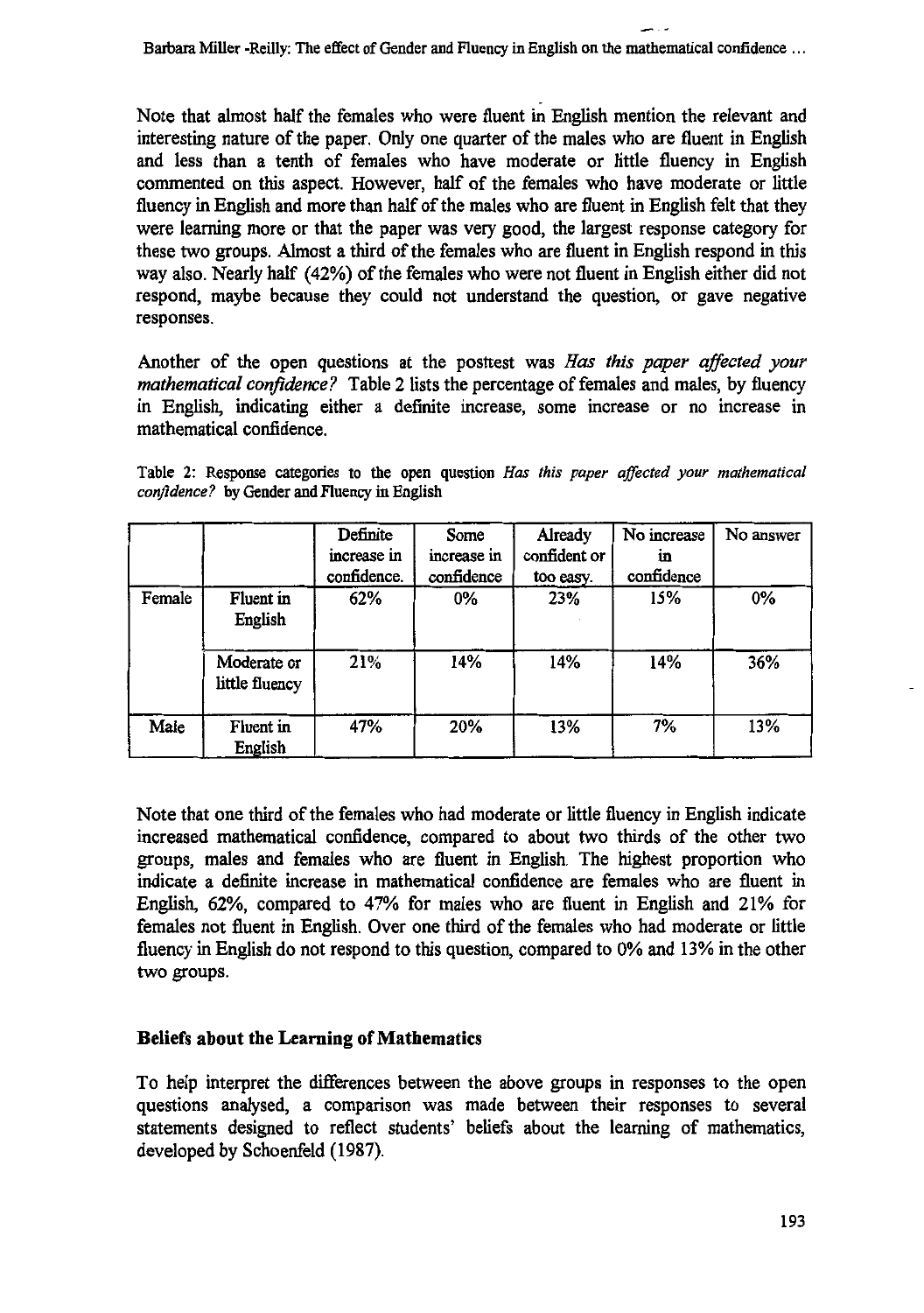Note that almost half the females who were fluent in English mention the relevant and interesting nature of the paper. Only one quarter of the males who are fluent in English and less than a tenth of females who have moderate or little fluency in English commented on this aspect. However, half of the females who have moderate or little fluency in English and more than half of the males who are fluent in English felt that they were learning more or that the paper was very good, the largest response category for these two groups. Almost a third of the females who are fluent in English respond in this way also. Nearly half (42%) of the females who were not fluent in English either did not respond, maybe because they could not understand the question, or gave negative responses.

Another of the open questions at the posttest was *Has this paper affected your mathematical confidence?* Table 2 lists the percentage of females and males, by fluency in English, indicating either a definite increase, some increase or no increase in mathematical confidence.

Table 2: Response categories to the open question *Has this paper affected your mathematical confidence?* by Gender and Fluency in English

| | | Definite increase in confidence. | Some increase in confidence | Already confident or too easy. | No increase in confidence | No answer |
|---|---|---|---|---|---|---|
| Female | Fluent in English | 62% | 0% | 23% | 15% | 0% |
| | Moderate or little fluency | 21% | 14% | 14% | 14% | 36% |
| Male | Fluent in English | 47% | 20% | 13% | 7% | 13% |

Note that one third of the females who had moderate or little fluency in English indicate increased mathematical confidence, compared to about two thirds of the other two groups, males and females who are fluent in English. The highest proportion who indicate a definite increase in mathematical confidence are females who are fluent in English, 62%, compared to 47% for males who are fluent in English and 21% for females not fluent in English. Over one third of the females who had moderate or little fluency in English do not respond to this question, compared to 0% and 13% in the other two groups.

### Beliefs about the Learning of Mathematics

To help interpret the differences between the above groups in responses to the open questions analysed, a comparison was made between their responses to several statements designed to reflect students' beliefs about the learning of mathematics, developed by Schoenfeld (1987).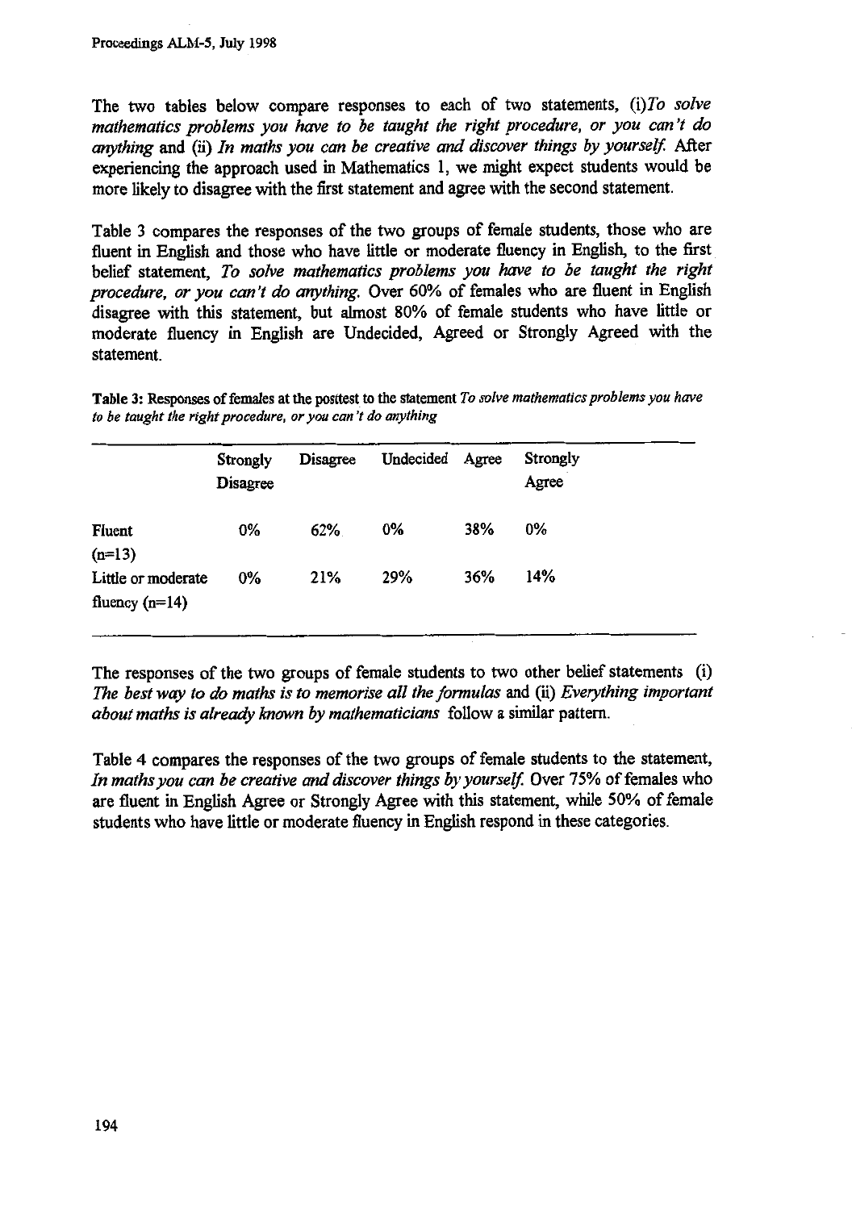The two tables below compare responses to each of two statements, (i)*To solve mathematics problems you have to be taught the right procedure, or you can't do anything* and (ii) *In maths you can be creative and discover things by yourself.* After experiencing the approach used in Mathematics 1, we might expect students would be more likely to disagree with the first statement and agree with the second statement.

Table 3 compares the responses of the two groups of female students, those who are fluent in English and those who have little or moderate fluency in English, to the first belief statement, *To solve mathematics problems you have to be taught the right procedure, or you can't do anything.* Over 60% of females who are fluent in English disagree with this statement, but almost 80% of female students who have little or moderate fluency in English are Undecided, Agreed or Strongly Agreed with the statement.

**Table 3:** Responses of females at the posttest to the statement *To solve mathematics problems you have to be taught the right procedure, or you can't do anything*

| | Strongly Disagree | Disagree | Undecided | Agree | Strongly Agree |
|---|---|---|---|---|---|
| Fluent (n=13) | 0% | 62% | 0% | 38% | 0% |
| Little or moderate fluency (n=14) | 0% | 21% | 29% | 36% | 14% |

The responses of the two groups of female students to two other belief statements (i) *The best way to do maths is to memorise all the formulas* and (ii) *Everything important about maths is already known by mathematicians* follow a similar pattern.

Table 4 compares the responses of the two groups of female students to the statement, *In maths you can be creative and discover things by yourself.* Over 75% of females who are fluent in English Agree or Strongly Agree with this statement, while 50% of female students who have little or moderate fluency in English respond in these categories.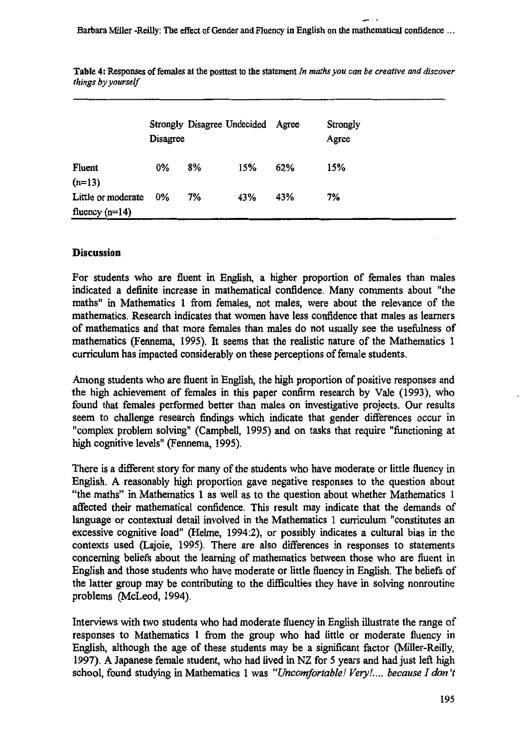**Table 4:** Responses of females at the posttest to the statement *In maths you can be creative and discover things by yourself*

| | Strongly Disagree | Disagree | Undecided | Agree | Strongly Agree |
|---|---|---|---|---|---|
| Fluent (n=13) | 0% | 8% | 15% | 62% | 15% |
| Little or moderate fluency (n=14) | 0% | 7% | 43% | 43% | 7% |

## Discussion

For students who are fluent in English, a higher proportion of females than males indicated a definite increase in mathematical confidence. Many comments about "the maths" in Mathematics 1 from females, not males, were about the relevance of the mathematics. Research indicates that women have less confidence that males as learners of mathematics and that more females than males do not usually see the usefulness of mathematics (Fennema, 1995). It seems that the realistic nature of the Mathematics 1 curriculum has impacted considerably on these perceptions of female students.

Among students who are fluent in English, the high proportion of positive responses and the high achievement of females in this paper confirm research by Vale (1993), who found that females performed better than males on investigative projects. Our results seem to challenge research findings which indicate that gender differences occur in "complex problem solving" (Campbell, 1995) and on tasks that require "functioning at high cognitive levels" (Fennema, 1995).

There is a different story for many of the students who have moderate or little fluency in English. A reasonably high proportion gave negative responses to the question about "the maths" in Mathematics 1 as well as to the question about whether Mathematics 1 affected their mathematical confidence. This result may indicate that the demands of language or contextual detail involved in the Mathematics 1 curriculum "constitutes an excessive cognitive load" (Helme, 1994:2), or possibly indicates a cultural bias in the contexts used (Lajoie, 1995). There are also differences in responses to statements concerning beliefs about the learning of mathematics between those who are fluent in English and those students who have moderate or little fluency in English. The beliefs of the latter group may be contributing to the difficulties they have in solving nonroutine problems (McLeod, 1994).

Interviews with two students who had moderate fluency in English illustrate the range of responses to Mathematics 1 from the group who had little or moderate fluency in English, although the age of these students may be a significant factor (Miller-Reilly, 1997). A Japanese female student, who had lived in NZ for 5 years and had just left high school, found studying in Mathematics 1 was *"Uncomfortable! Very!.... because I don't*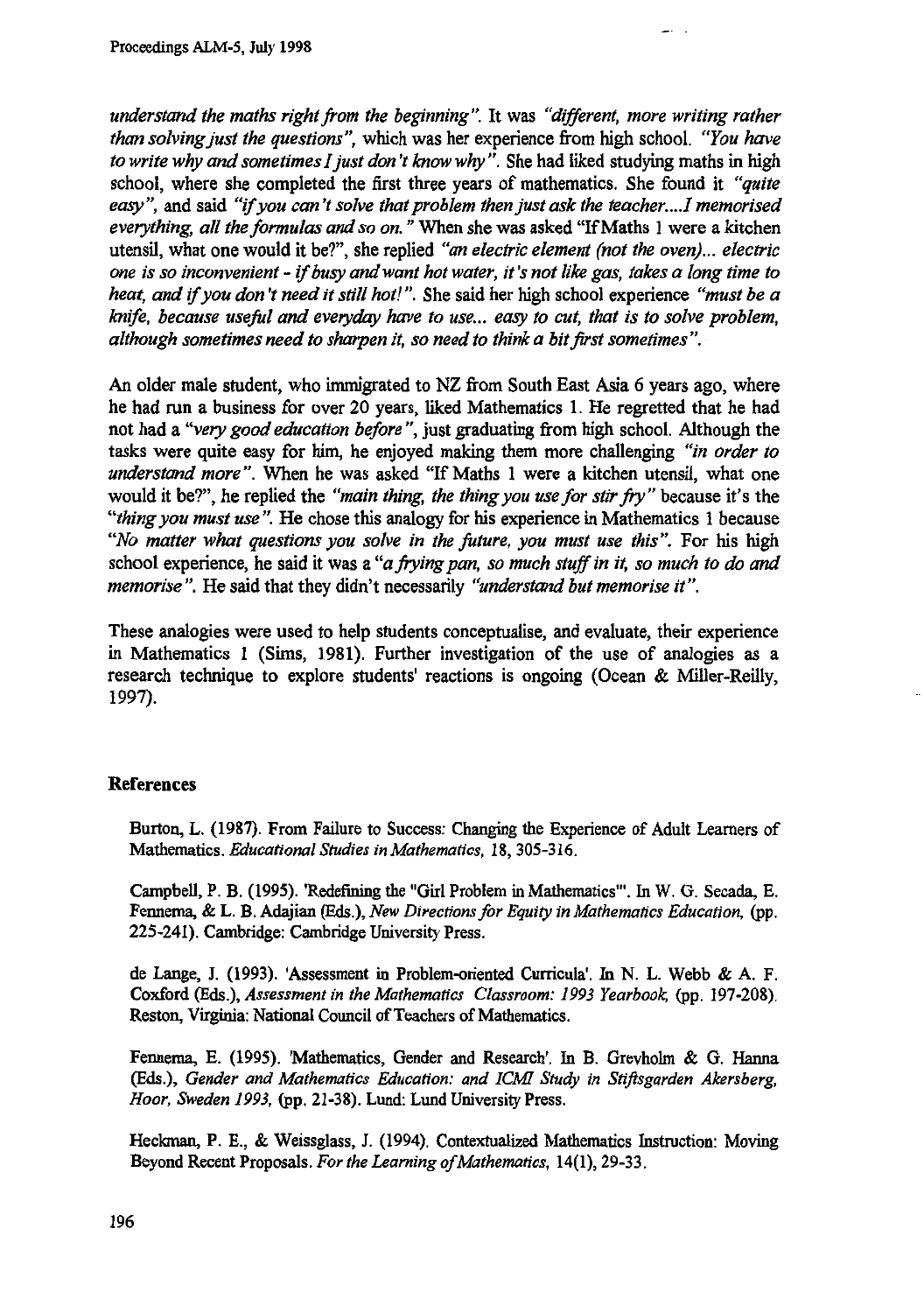*understand the maths right from the beginning"*. It was *"different, more writing rather than solving just the questions"*, which was her experience from high school. *"You have to write why and sometimes I just don't know why"*. She had liked studying maths in high school, where she completed the first three years of mathematics. She found it *"quite easy"*, and said *"if you can't solve that problem then just ask the teacher....I memorised everything, all the formulas and so on."* When she was asked "If Maths 1 were a kitchen utensil, what one would it be?", she replied *"an electric element (not the oven)... electric one is so inconvenient - if busy and want hot water, it's not like gas, takes a long time to heat, and if you don't need it still hot!"*. She said her high school experience *"must be a knife, because useful and everyday have to use... easy to cut, that is to solve problem, although sometimes need to sharpen it, so need to think a bit first sometimes"*.

An older male student, who immigrated to NZ from South East Asia 6 years ago, where he had run a business for over 20 years, liked Mathematics 1. He regretted that he had not had a *"very good education before"*, just graduating from high school. Although the tasks were quite easy for him, he enjoyed making them more challenging *"in order to understand more"*. When he was asked "If Maths 1 were a kitchen utensil, what one would it be?", he replied the *"main thing, the thing you use for stir fry"* because it's the *"thing you must use"*. He chose this analogy for his experience in Mathematics 1 because *"No matter what questions you solve in the future, you must use this"*. For his high school experience, he said it was a *"a frying pan, so much stuff in it, so much to do and memorise"*. He said that they didn't necessarily *"understand but memorise it"*.

These analogies were used to help students conceptualise, and evaluate, their experience in Mathematics 1 (Sims, 1981). Further investigation of the use of analogies as a research technique to explore students' reactions is ongoing (Ocean & Miller-Reilly, 1997).

## References

Burton, L. (1987). From Failure to Success: Changing the Experience of Adult Learners of Mathematics. *Educational Studies in Mathematics*, 18, 305-316.

Campbell, P. B. (1995). 'Redefining the "Girl Problem in Mathematics"'. In W. G. Secada, E. Fennema, & L. B. Adajian (Eds.), *New Directions for Equity in Mathematics Education*, (pp. 225-241). Cambridge: Cambridge University Press.

de Lange, J. (1993). 'Assessment in Problem-oriented Curricula'. In N. L. Webb & A. F. Coxford (Eds.), *Assessment in the Mathematics Classroom: 1993 Yearbook*, (pp. 197-208). Reston, Virginia: National Council of Teachers of Mathematics.

Fennema, E. (1995). 'Mathematics, Gender and Research'. In B. Grevholm & G. Hanna (Eds.), *Gender and Mathematics Education: and ICMI Study in Stiftsgarden Akersberg, Hoor, Sweden 1993*, (pp. 21-38). Lund: Lund University Press.

Heckman, P. E., & Weissglass, J. (1994). Contextualized Mathematics Instruction: Moving Beyond Recent Proposals. *For the Learning of Mathematics*, 14(1), 29-33.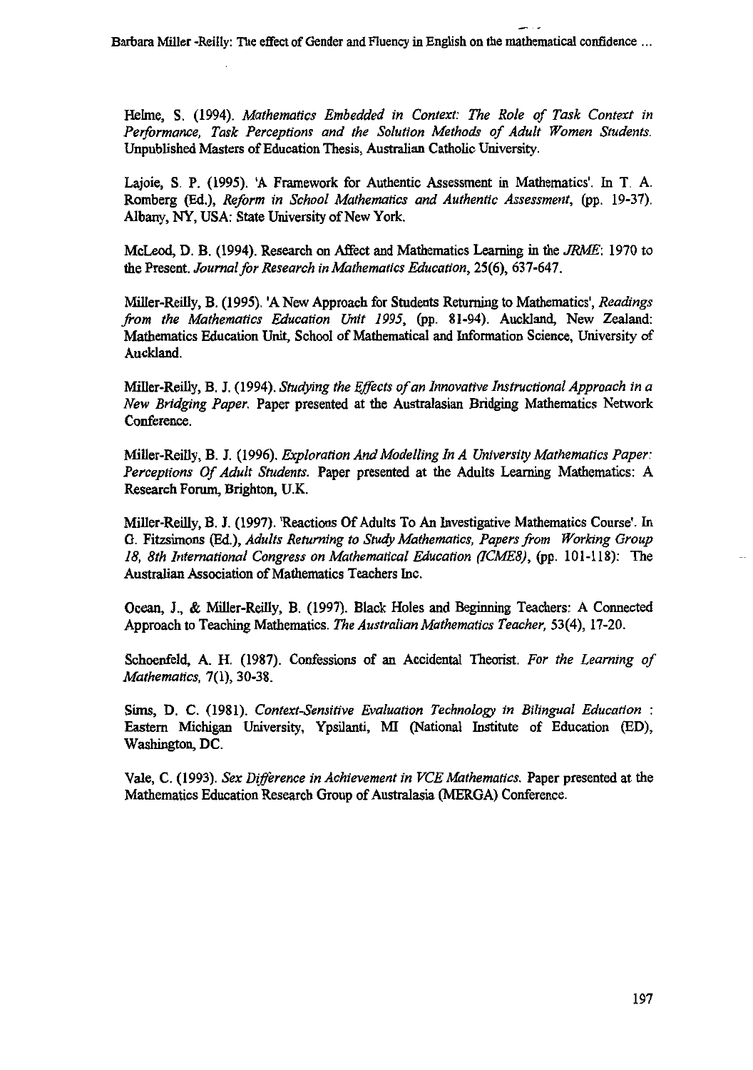Helme, S. (1994). *Mathematics Embedded in Context: The Role of Task Context in Performance, Task Perceptions and the Solution Methods of Adult Women Students.* Unpublished Masters of Education Thesis, Australian Catholic University.

Lajoie, S. P. (1995). 'A Framework for Authentic Assessment in Mathematics'. In T. A. Romberg (Ed.), *Reform in School Mathematics and Authentic Assessment*, (pp. 19-37). Albany, NY, USA: State University of New York.

McLeod, D. B. (1994). Research on Affect and Mathematics Learning in the *JRME*: 1970 to the Present. *Journal for Research in Mathematics Education*, 25(6), 637-647.

Miller-Reilly, B. (1995). 'A New Approach for Students Returning to Mathematics', *Readings from the Mathematics Education Unit 1995*, (pp. 81-94). Auckland, New Zealand: Mathematics Education Unit, School of Mathematical and Information Science, University of Auckland.

Miller-Reilly, B. J. (1994). *Studying the Effects of an Innovative Instructional Approach in a New Bridging Paper.* Paper presented at the Australasian Bridging Mathematics Network Conference.

Miller-Reilly, B. J. (1996). *Exploration And Modelling In A University Mathematics Paper: Perceptions Of Adult Students.* Paper presented at the Adults Learning Mathematics: A Research Forum, Brighton, U.K.

Miller-Reilly, B. J. (1997). 'Reactions Of Adults To An Investigative Mathematics Course'. In G. Fitzsimons (Ed.), *Adults Returning to Study Mathematics, Papers from Working Group 18, 8th International Congress on Mathematical Education (ICME8)*, (pp. 101-118): The Australian Association of Mathematics Teachers Inc.

Ocean, J., & Miller-Reilly, B. (1997). Black Holes and Beginning Teachers: A Connected Approach to Teaching Mathematics. *The Australian Mathematics Teacher*, 53(4), 17-20.

Schoenfeld, A. H. (1987). Confessions of an Accidental Theorist. *For the Learning of Mathematics*, 7(1), 30-38.

Sims, D. C. (1981). *Context-Sensitive Evaluation Technology in Bilingual Education* : Eastern Michigan University, Ypsilanti, MI (National Institute of Education (ED), Washington, DC.

Vale, C. (1993). *Sex Difference in Achievement in VCE Mathematics.* Paper presented at the Mathematics Education Research Group of Australasia (MERGA) Conference.